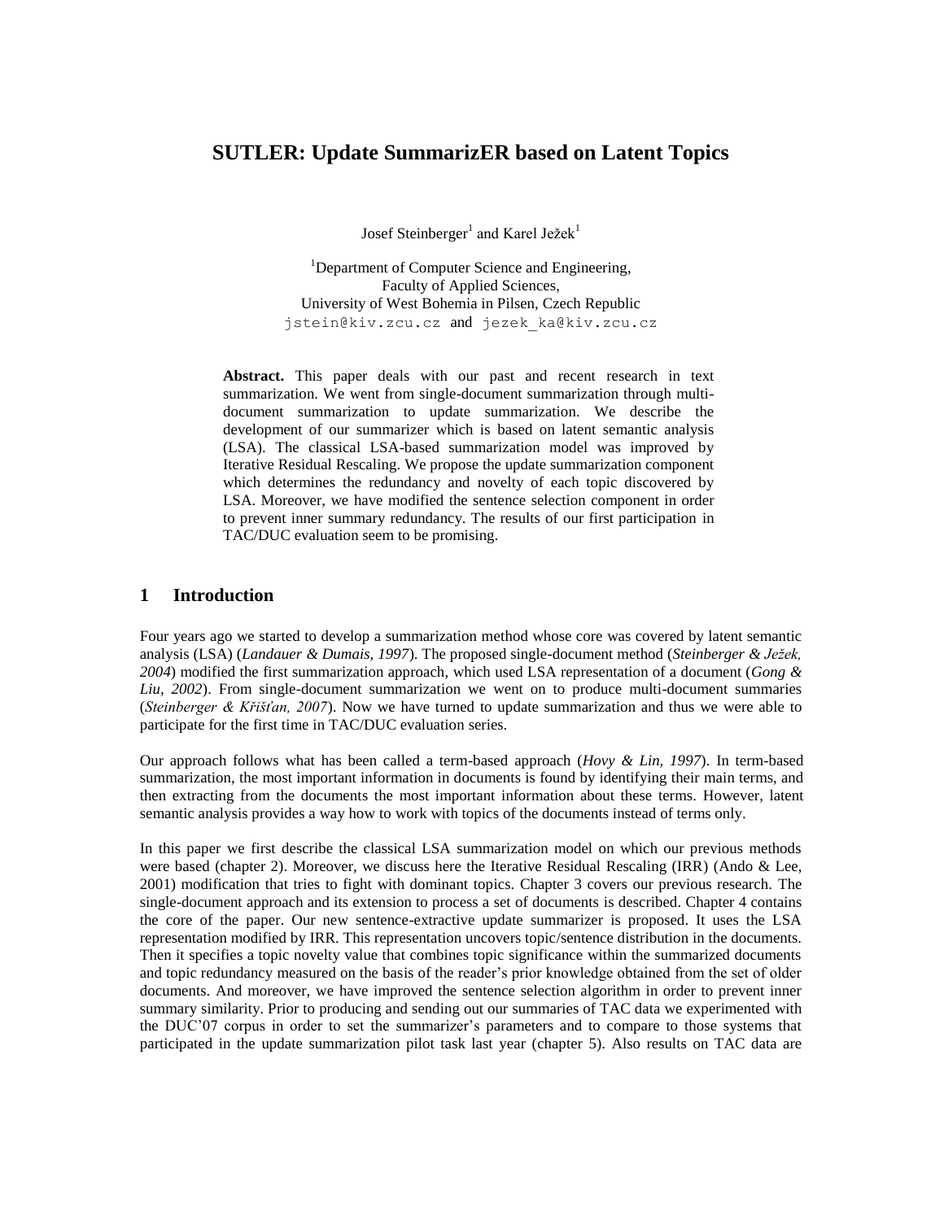# SUTLER: Update SummarizER based on Latent Topics

Josef Steinberger[1] and Karel Ježek[1]

[1]Department of Computer Science and Engineering,  
Faculty of Applied Sciences,  
University of West Bohemia in Pilsen, Czech Republic  
jstein@kiv.zcu.cz and jezek_ka@kiv.zcu.cz

**Abstract.** This paper deals with our past and recent research in text summarization. We went from single-document summarization through multi-document summarization to update summarization. We describe the development of our summarizer which is based on latent semantic analysis (LSA). The classical LSA-based summarization model was improved by Iterative Residual Rescaling. We propose the update summarization component which determines the redundancy and novelty of each topic discovered by LSA. Moreover, we have modified the sentence selection component in order to prevent inner summary redundancy. The results of our first participation in TAC/DUC evaluation seem to be promising.

## 1 Introduction

Four years ago we started to develop a summarization method whose core was covered by latent semantic analysis (LSA) (*Landauer & Dumais, 1997*). The proposed single-document method (*Steinberger & Ježek, 2004*) modified the first summarization approach, which used LSA representation of a document (*Gong & Liu, 2002*). From single-document summarization we went on to produce multi-document summaries (*Steinberger & Křišťan, 2007*). Now we have turned to update summarization and thus we were able to participate for the first time in TAC/DUC evaluation series.

Our approach follows what has been called a term-based approach (*Hovy & Lin, 1997*). In term-based summarization, the most important information in documents is found by identifying their main terms, and then extracting from the documents the most important information about these terms. However, latent semantic analysis provides a way how to work with topics of the documents instead of terms only.

In this paper we first describe the classical LSA summarization model on which our previous methods were based (chapter 2). Moreover, we discuss here the Iterative Residual Rescaling (IRR) (Ando & Lee, 2001) modification that tries to fight with dominant topics. Chapter 3 covers our previous research. The single-document approach and its extension to process a set of documents is described. Chapter 4 contains the core of the paper. Our new sentence-extractive update summarizer is proposed. It uses the LSA representation modified by IRR. This representation uncovers topic/sentence distribution in the documents. Then it specifies a topic novelty value that combines topic significance within the summarized documents and topic redundancy measured on the basis of the reader's prior knowledge obtained from the set of older documents. And moreover, we have improved the sentence selection algorithm in order to prevent inner summary similarity. Prior to producing and sending out our summaries of TAC data we experimented with the DUC'07 corpus in order to set the summarizer's parameters and to compare to those systems that participated in the update summarization pilot task last year (chapter 5). Also results on TAC data are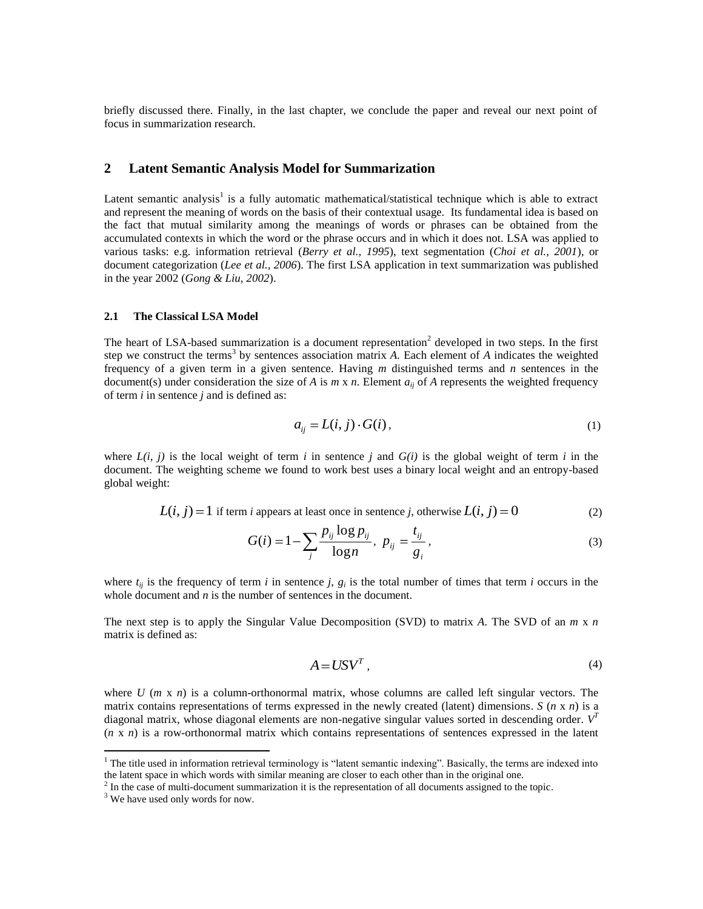briefly discussed there. Finally, in the last chapter, we conclude the paper and reveal our next point of focus in summarization research.

## 2 Latent Semantic Analysis Model for Summarization

Latent semantic analysis[1] is a fully automatic mathematical/statistical technique which is able to extract and represent the meaning of words on the basis of their contextual usage. Its fundamental idea is based on the fact that mutual similarity among the meanings of words or phrases can be obtained from the accumulated contexts in which the word or the phrase occurs and in which it does not. LSA was applied to various tasks: e.g. information retrieval (*Berry et al., 1995*), text segmentation (*Choi et al., 2001*), or document categorization (*Lee et al., 2006*). The first LSA application in text summarization was published in the year 2002 (*Gong & Liu, 2002*).

### 2.1 The Classical LSA Model

The heart of LSA-based summarization is a document representation[2] developed in two steps. In the first step we construct the terms[3] by sentences association matrix *A*. Each element of *A* indicates the weighted frequency of a given term in a given sentence. Having *m* distinguished terms and *n* sentences in the document(s) under consideration the size of *A* is $m$ x $n$. Element $a_{ij}$ of *A* represents the weighted frequency of term *i* in sentence *j* and is defined as:

$$a_{ij} = L(i, j) \cdot G(i), \tag{1}$$

where $L(i, j)$ is the local weight of term *i* in sentence *j* and $G(i)$ is the global weight of term *i* in the document. The weighting scheme we found to work best uses a binary local weight and an entropy-based global weight:

$$L(i, j) = 1 \text{ if term } i \text{ appears at least once in sentence } j \text{, otherwise } L(i, j) = 0 \tag{2}$$

$$G(i) = 1 - \sum_j \frac{p_{ij} \log p_{ij}}{\log n}, \; p_{ij} = \frac{t_{ij}}{g_i}, \tag{3}$$

where $t_{ij}$ is the frequency of term *i* in sentence *j*, $g_i$ is the total number of times that term *i* occurs in the whole document and *n* is the number of sentences in the document.

The next step is to apply the Singular Value Decomposition (SVD) to matrix *A*. The SVD of an $m$ x $n$ matrix is defined as:

$$A = USV^T, \tag{4}$$

where *U* ($m$ x $n$) is a column-orthonormal matrix, whose columns are called left singular vectors. The matrix contains representations of terms expressed in the newly created (latent) dimensions. *S* ($n$ x $n$) is a diagonal matrix, whose diagonal elements are non-negative singular values sorted in descending order. $V^T$ ($n$ x $n$) is a row-orthonormal matrix which contains representations of sentences expressed in the latent

[1] The title used in information retrieval terminology is "latent semantic indexing". Basically, the terms are indexed into the latent space in which words with similar meaning are closer to each other than in the original one.

[2] In the case of multi-document summarization it is the representation of all documents assigned to the topic.

[3] We have used only words for now.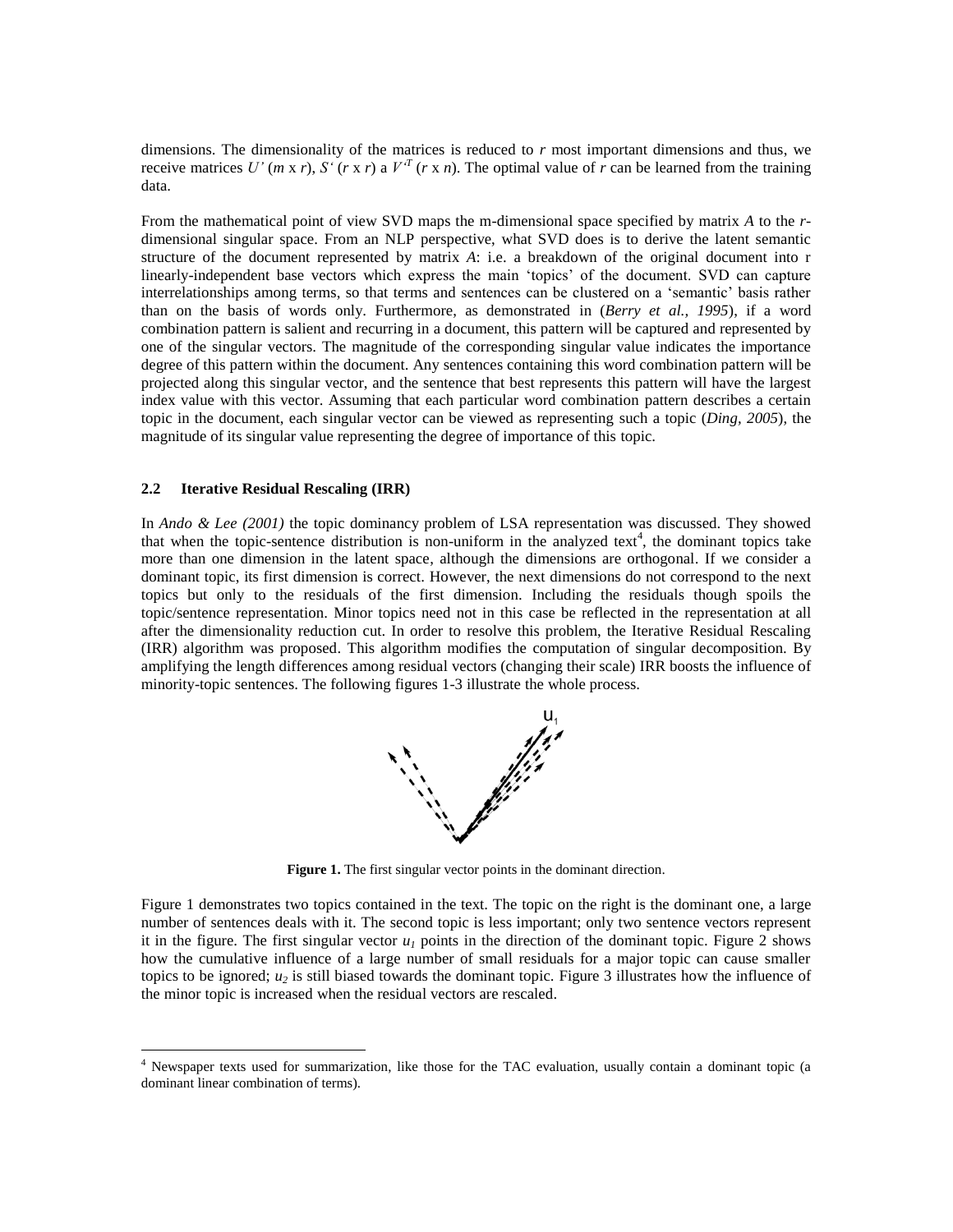dimensions. The dimensionality of the matrices is reduced to $r$ most important dimensions and thus, we receive matrices $U'$ ($m$ x $r$), $S'$ ($r$ x $r$) a $V'^T$ ($r$ x $n$). The optimal value of $r$ can be learned from the training data.

From the mathematical point of view SVD maps the m-dimensional space specified by matrix $A$ to the $r$-dimensional singular space. From an NLP perspective, what SVD does is to derive the latent semantic structure of the document represented by matrix $A$: i.e. a breakdown of the original document into r linearly-independent base vectors which express the main 'topics' of the document. SVD can capture interrelationships among terms, so that terms and sentences can be clustered on a 'semantic' basis rather than on the basis of words only. Furthermore, as demonstrated in (*Berry et al., 1995*), if a word combination pattern is salient and recurring in a document, this pattern will be captured and represented by one of the singular vectors. The magnitude of the corresponding singular value indicates the importance degree of this pattern within the document. Any sentences containing this word combination pattern will be projected along this singular vector, and the sentence that best represents this pattern will have the largest index value with this vector. Assuming that each particular word combination pattern describes a certain topic in the document, each singular vector can be viewed as representing such a topic (*Ding, 2005*), the magnitude of its singular value representing the degree of importance of this topic.

### 2.2 Iterative Residual Rescaling (IRR)

In *Ando & Lee (2001)* the topic dominancy problem of LSA representation was discussed. They showed that when the topic-sentence distribution is non-uniform in the analyzed text[4], the dominant topics take more than one dimension in the latent space, although the dimensions are orthogonal. If we consider a dominant topic, its first dimension is correct. However, the next dimensions do not correspond to the next topics but only to the residuals of the first dimension. Including the residuals though spoils the topic/sentence representation. Minor topics need not in this case be reflected in the representation at all after the dimensionality reduction cut. In order to resolve this problem, the Iterative Residual Rescaling (IRR) algorithm was proposed. This algorithm modifies the computation of singular decomposition. By amplifying the length differences among residual vectors (changing their scale) IRR boosts the influence of minority-topic sentences. The following figures 1-3 illustrate the whole process.

**Figure 1.** The first singular vector points in the dominant direction.

Figure 1 demonstrates two topics contained in the text. The topic on the right is the dominant one, a large number of sentences deals with it. The second topic is less important; only two sentence vectors represent it in the figure. The first singular vector $u_1$ points in the direction of the dominant topic. Figure 2 shows how the cumulative influence of a large number of small residuals for a major topic can cause smaller topics to be ignored; $u_2$ is still biased towards the dominant topic. Figure 3 illustrates how the influence of the minor topic is increased when the residual vectors are rescaled.

[4] Newspaper texts used for summarization, like those for the TAC evaluation, usually contain a dominant topic (a dominant linear combination of terms).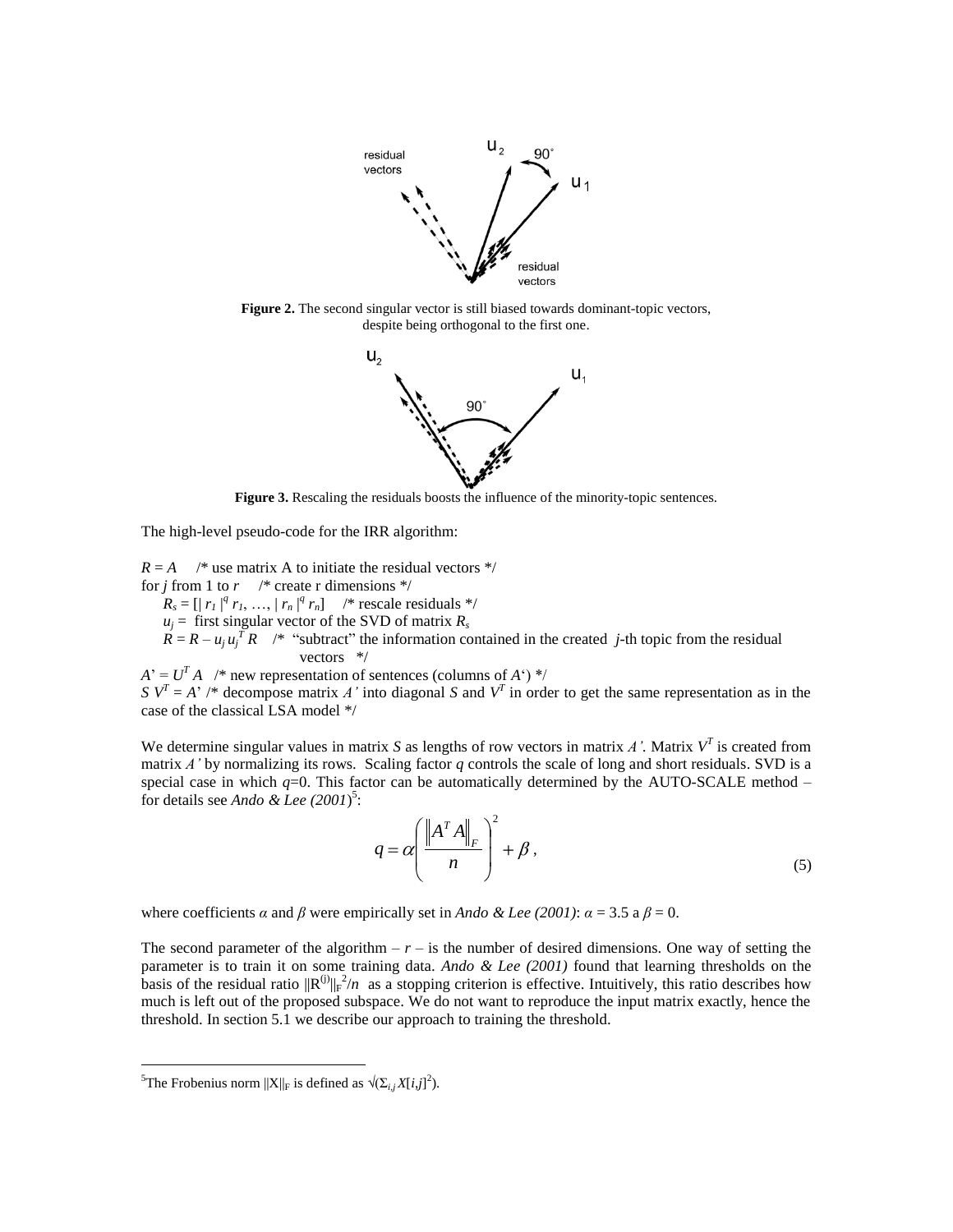**Figure 2.** The second singular vector is still biased towards dominant-topic vectors, despite being orthogonal to the first one.

**Figure 3.** Rescaling the residuals boosts the influence of the minority-topic sentences.

The high-level pseudo-code for the IRR algorithm:

$R = A$ /* use matrix A to initiate the residual vectors */
for $j$ from 1 to $r$ /* create r dimensions */
  $R_s = [|r_1|^q r_1, \ldots, |r_n|^q r_n]$ /* rescale residuals */
  $u_j$ = first singular vector of the SVD of matrix $R_s$
  $R = R - u_j u_j^T R$ /* "subtract" the information contained in the created $j$-th topic from the residual vectors */
$A' = U^T A$ /* new representation of sentences (columns of $A'$) */
$S V^T = A'$ /* decompose matrix $A'$ into diagonal $S$ and $V^T$ in order to get the same representation as in the case of the classical LSA model */

We determine singular values in matrix $S$ as lengths of row vectors in matrix $A'$. Matrix $V^T$ is created from matrix $A'$ by normalizing its rows. Scaling factor $q$ controls the scale of long and short residuals. SVD is a special case in which $q$=0. This factor can be automatically determined by the AUTO-SCALE method – for details see *Ando & Lee (2001)*[5]:

$$q = \alpha \left( \frac{\|A^T A\|_F}{n} \right)^2 + \beta, \tag{5}$$

where coefficients $\alpha$ and $\beta$ were empirically set in *Ando & Lee (2001)*: $\alpha = 3.5$ a $\beta = 0$.

The second parameter of the algorithm – $r$ – is the number of desired dimensions. One way of setting the parameter is to train it on some training data. *Ando & Lee (2001)* found that learning thresholds on the basis of the residual ratio $\|R^{(j)}\|_F^2/n$ as a stopping criterion is effective. Intuitively, this ratio describes how much is left out of the proposed subspace. We do not want to reproduce the input matrix exactly, hence the threshold. In section 5.1 we describe our approach to training the threshold.

[5]The Frobenius norm $\|X\|_F$ is defined as $\sqrt{(\Sigma_{i,j} X[i,j]^2)}$.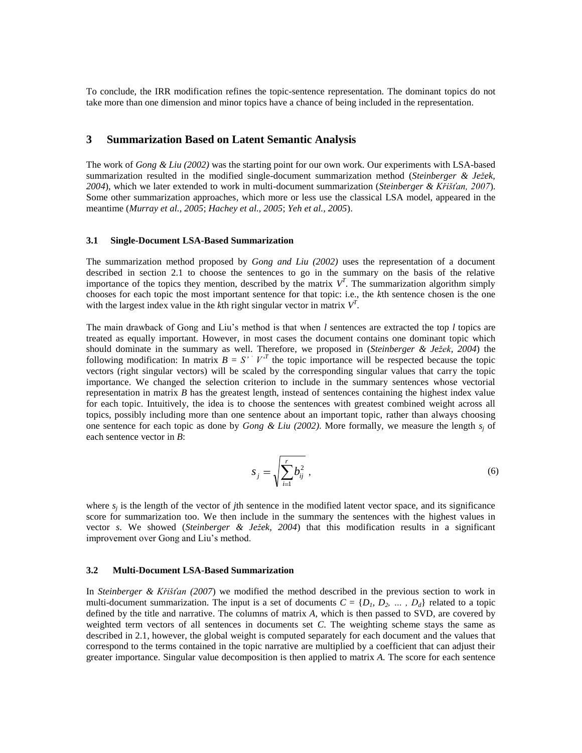To conclude, the IRR modification refines the topic-sentence representation. The dominant topics do not take more than one dimension and minor topics have a chance of being included in the representation.

## 3 Summarization Based on Latent Semantic Analysis

The work of *Gong & Liu (2002)* was the starting point for our own work. Our experiments with LSA-based summarization resulted in the modified single-document summarization method (*Steinberger & Ježek, 2004*), which we later extended to work in multi-document summarization (*Steinberger & Křišťan, 2007*). Some other summarization approaches, which more or less use the classical LSA model, appeared in the meantime (*Murray et al., 2005*; *Hachey et al., 2005*; *Yeh et al., 2005*).

### 3.1 Single-Document LSA-Based Summarization

The summarization method proposed by *Gong and Liu (2002)* uses the representation of a document described in section 2.1 to choose the sentences to go in the summary on the basis of the relative importance of the topics they mention, described by the matrix $V^T$. The summarization algorithm simply chooses for each topic the most important sentence for that topic: i.e., the *k*th sentence chosen is the one with the largest index value in the *k*th right singular vector in matrix $V^T$.

The main drawback of Gong and Liu's method is that when *l* sentences are extracted the top *l* topics are treated as equally important. However, in most cases the document contains one dominant topic which should dominate in the summary as well. Therefore, we proposed in (*Steinberger & Ježek, 2004*) the following modification: In matrix $B = S' \cdot V'^T$ the topic importance will be respected because the topic vectors (right singular vectors) will be scaled by the corresponding singular values that carry the topic importance. We changed the selection criterion to include in the summary sentences whose vectorial representation in matrix *B* has the greatest length, instead of sentences containing the highest index value for each topic. Intuitively, the idea is to choose the sentences with greatest combined weight across all topics, possibly including more than one sentence about an important topic, rather than always choosing one sentence for each topic as done by *Gong & Liu (2002)*. More formally, we measure the length $s_j$ of each sentence vector in *B*:

$$s_j = \sqrt{\sum_{i=1}^{r} b_{ij}^2}\ , \tag{6}$$

where $s_j$ is the length of the vector of *j*th sentence in the modified latent vector space, and its significance score for summarization too. We then include in the summary the sentences with the highest values in vector *s*. We showed (*Steinberger & Ježek, 2004*) that this modification results in a significant improvement over Gong and Liu's method.

### 3.2 Multi-Document LSA-Based Summarization

In *Steinberger & Křišťan (2007*) we modified the method described in the previous section to work in multi-document summarization. The input is a set of documents $C = \{D_1, D_2, \ldots, D_d\}$ related to a topic defined by the title and narrative. The columns of matrix *A*, which is then passed to SVD, are covered by weighted term vectors of all sentences in documents set *C*. The weighting scheme stays the same as described in 2.1, however, the global weight is computed separately for each document and the values that correspond to the terms contained in the topic narrative are multiplied by a coefficient that can adjust their greater importance. Singular value decomposition is then applied to matrix *A*. The score for each sentence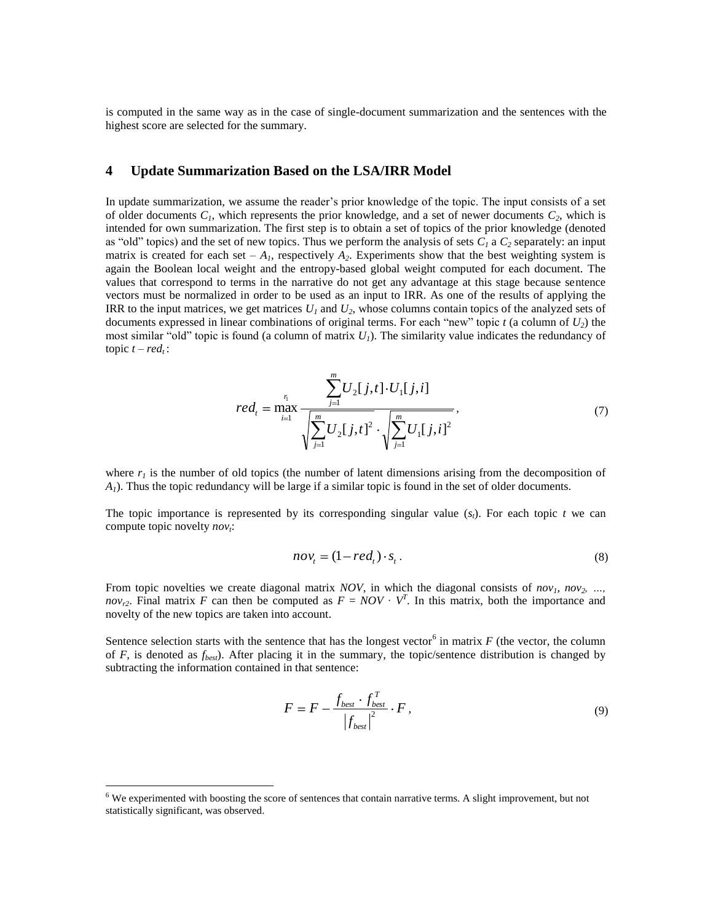is computed in the same way as in the case of single-document summarization and the sentences with the highest score are selected for the summary.

## 4 Update Summarization Based on the LSA/IRR Model

In update summarization, we assume the reader's prior knowledge of the topic. The input consists of a set of older documents $C_1$, which represents the prior knowledge, and a set of newer documents $C_2$, which is intended for own summarization. The first step is to obtain a set of topics of the prior knowledge (denoted as "old" topics) and the set of new topics. Thus we perform the analysis of sets $C_1$ a $C_2$ separately: an input matrix is created for each set – $A_1$, respectively $A_2$. Experiments show that the best weighting system is again the Boolean local weight and the entropy-based global weight computed for each document. The values that correspond to terms in the narrative do not get any advantage at this stage because sentence vectors must be normalized in order to be used as an input to IRR. As one of the results of applying the IRR to the input matrices, we get matrices $U_1$ and $U_2$, whose columns contain topics of the analyzed sets of documents expressed in linear combinations of original terms. For each "new" topic $t$ (a column of $U_2$) the most similar "old" topic is found (a column of matrix $U_1$). The similarity value indicates the redundancy of topic $t$ – $red_t$:

$$red_t = \max_{i=1}^{r_1} \frac{\sum_{j=1}^{m} U_2[j,t] \cdot U_1[j,i]}{\sqrt{\sum_{j=1}^{m} U_2[j,t]^2} \cdot \sqrt{\sum_{j=1}^{m} U_1[j,i]^2}}, \tag{7}$$

where $r_1$ is the number of old topics (the number of latent dimensions arising from the decomposition of $A_1$). Thus the topic redundancy will be large if a similar topic is found in the set of older documents.

The topic importance is represented by its corresponding singular value ($s_t$). For each topic $t$ we can compute topic novelty $nov_t$:

$$nov_t = (1 - red_t) \cdot s_t \,. \tag{8}$$

From topic novelties we create diagonal matrix $NOV$, in which the diagonal consists of $nov_1$, $nov_2$, ..., $nov_{r2}$. Final matrix $F$ can then be computed as $F = NOV \cdot V^T$. In this matrix, both the importance and novelty of the new topics are taken into account.

Sentence selection starts with the sentence that has the longest vector[6] in matrix $F$ (the vector, the column of $F$, is denoted as $f_{best}$). After placing it in the summary, the topic/sentence distribution is changed by subtracting the information contained in that sentence:

$$F = F - \frac{f_{best} \cdot f_{best}^T}{\left|f_{best}\right|^2} \cdot F, \tag{9}$$

[6] We experimented with boosting the score of sentences that contain narrative terms. A slight improvement, but not statistically significant, was observed.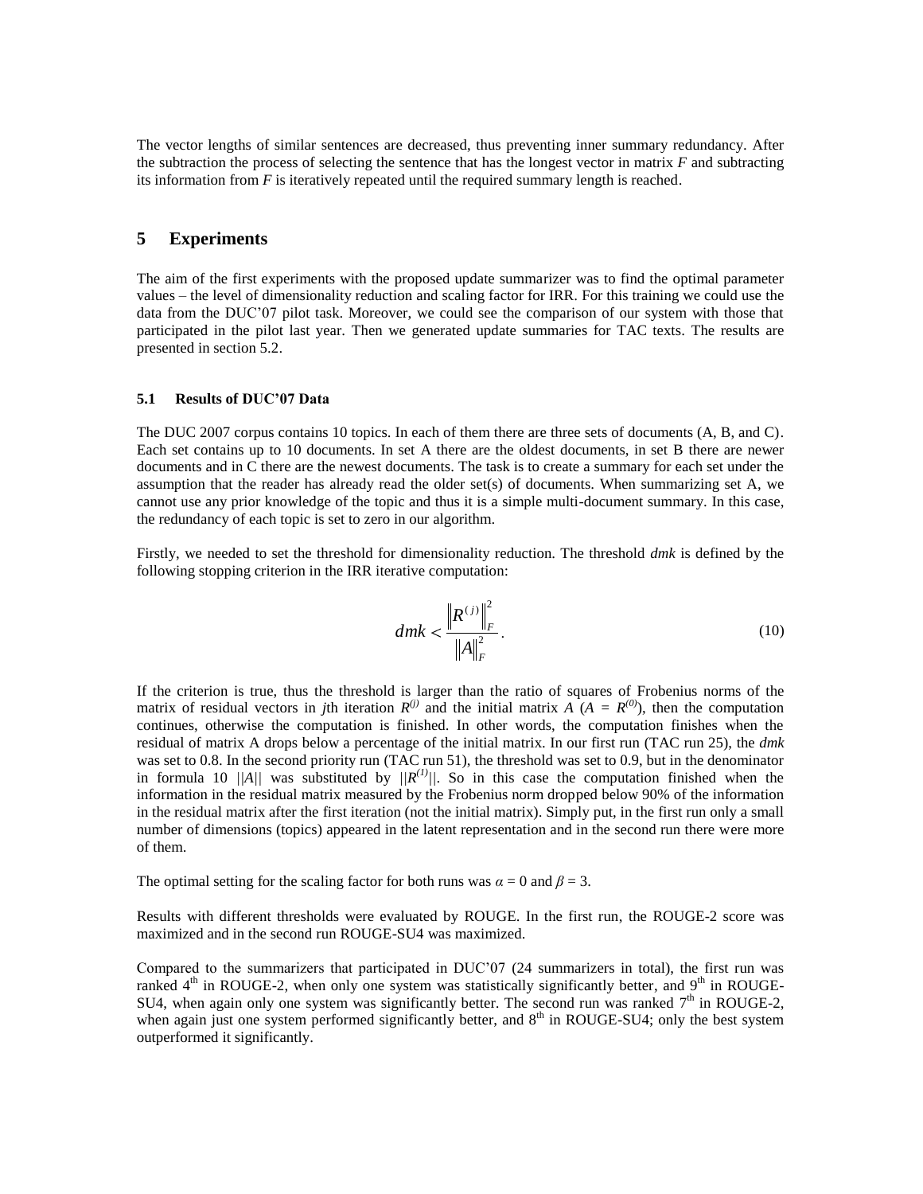The vector lengths of similar sentences are decreased, thus preventing inner summary redundancy. After the subtraction the process of selecting the sentence that has the longest vector in matrix $F$ and subtracting its information from $F$ is iteratively repeated until the required summary length is reached.

## 5 Experiments

The aim of the first experiments with the proposed update summarizer was to find the optimal parameter values – the level of dimensionality reduction and scaling factor for IRR. For this training we could use the data from the DUC'07 pilot task. Moreover, we could see the comparison of our system with those that participated in the pilot last year. Then we generated update summaries for TAC texts. The results are presented in section 5.2.

### 5.1 Results of DUC'07 Data

The DUC 2007 corpus contains 10 topics. In each of them there are three sets of documents (A, B, and C). Each set contains up to 10 documents. In set A there are the oldest documents, in set B there are newer documents and in C there are the newest documents. The task is to create a summary for each set under the assumption that the reader has already read the older set(s) of documents. When summarizing set A, we cannot use any prior knowledge of the topic and thus it is a simple multi-document summary. In this case, the redundancy of each topic is set to zero in our algorithm.

Firstly, we needed to set the threshold for dimensionality reduction. The threshold *dmk* is defined by the following stopping criterion in the IRR iterative computation:

$$dmk < \frac{\left\| R^{(j)} \right\|_F^2}{\left\| A \right\|_F^2}. \tag{10}$$

If the criterion is true, thus the threshold is larger than the ratio of squares of Frobenius norms of the matrix of residual vectors in $j$th iteration $R^{(j)}$ and the initial matrix $A$ ($A = R^{(0)}$), then the computation continues, otherwise the computation is finished. In other words, the computation finishes when the residual of matrix A drops below a percentage of the initial matrix. In our first run (TAC run 25), the *dmk* was set to 0.8. In the second priority run (TAC run 51), the threshold was set to 0.9, but in the denominator in formula 10 $||A||$ was substituted by $||R^{(1)}||$. So in this case the computation finished when the information in the residual matrix measured by the Frobenius norm dropped below 90% of the information in the residual matrix after the first iteration (not the initial matrix). Simply put, in the first run only a small number of dimensions (topics) appeared in the latent representation and in the second run there were more of them.

The optimal setting for the scaling factor for both runs was $\alpha = 0$ and $\beta = 3$.

Results with different thresholds were evaluated by ROUGE. In the first run, the ROUGE-2 score was maximized and in the second run ROUGE-SU4 was maximized.

Compared to the summarizers that participated in DUC'07 (24 summarizers in total), the first run was ranked 4th in ROUGE-2, when only one system was statistically significantly better, and 9th in ROUGE-SU4, when again only one system was significantly better. The second run was ranked 7th in ROUGE-2, when again just one system performed significantly better, and 8th in ROUGE-SU4; only the best system outperformed it significantly.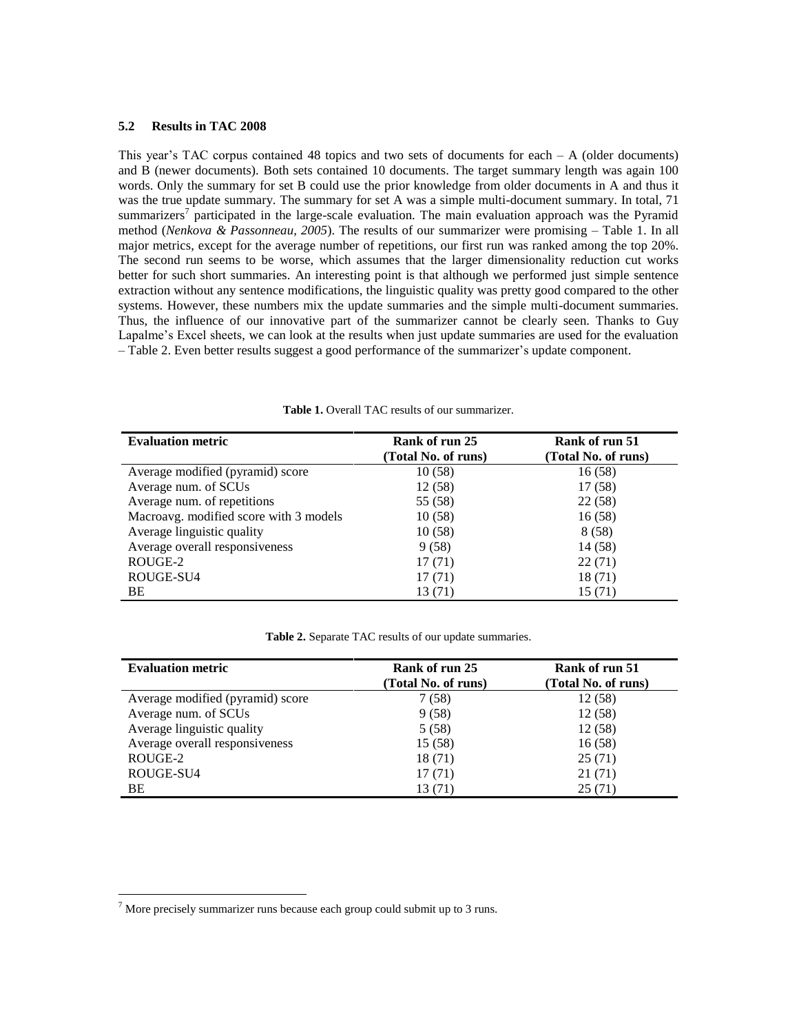### 5.2 Results in TAC 2008

This year's TAC corpus contained 48 topics and two sets of documents for each – A (older documents) and B (newer documents). Both sets contained 10 documents. The target summary length was again 100 words. Only the summary for set B could use the prior knowledge from older documents in A and thus it was the true update summary. The summary for set A was a simple multi-document summary. In total, 71 summarizers[7] participated in the large-scale evaluation. The main evaluation approach was the Pyramid method (*Nenkova & Passonneau, 2005*). The results of our summarizer were promising – Table 1. In all major metrics, except for the average number of repetitions, our first run was ranked among the top 20%. The second run seems to be worse, which assumes that the larger dimensionality reduction cut works better for such short summaries. An interesting point is that although we performed just simple sentence extraction without any sentence modifications, the linguistic quality was pretty good compared to the other systems. However, these numbers mix the update summaries and the simple multi-document summaries. Thus, the influence of our innovative part of the summarizer cannot be clearly seen. Thanks to Guy Lapalme's Excel sheets, we can look at the results when just update summaries are used for the evaluation – Table 2. Even better results suggest a good performance of the summarizer's update component.

**Table 1.** Overall TAC results of our summarizer.

| Evaluation metric | Rank of run 25 (Total No. of runs) | Rank of run 51 (Total No. of runs) |
|---|---|---|
| Average modified (pyramid) score | 10 (58) | 16 (58) |
| Average num. of SCUs | 12 (58) | 17 (58) |
| Average num. of repetitions | 55 (58) | 22 (58) |
| Macroavg. modified score with 3 models | 10 (58) | 16 (58) |
| Average linguistic quality | 10 (58) | 8 (58) |
| Average overall responsiveness | 9 (58) | 14 (58) |
| ROUGE-2 | 17 (71) | 22 (71) |
| ROUGE-SU4 | 17 (71) | 18 (71) |
| BE | 13 (71) | 15 (71) |

**Table 2.** Separate TAC results of our update summaries.

| Evaluation metric | Rank of run 25 (Total No. of runs) | Rank of run 51 (Total No. of runs) |
|---|---|---|
| Average modified (pyramid) score | 7 (58) | 12 (58) |
| Average num. of SCUs | 9 (58) | 12 (58) |
| Average linguistic quality | 5 (58) | 12 (58) |
| Average overall responsiveness | 15 (58) | 16 (58) |
| ROUGE-2 | 18 (71) | 25 (71) |
| ROUGE-SU4 | 17 (71) | 21 (71) |
| BE | 13 (71) | 25 (71) |

[7] More precisely summarizer runs because each group could submit up to 3 runs.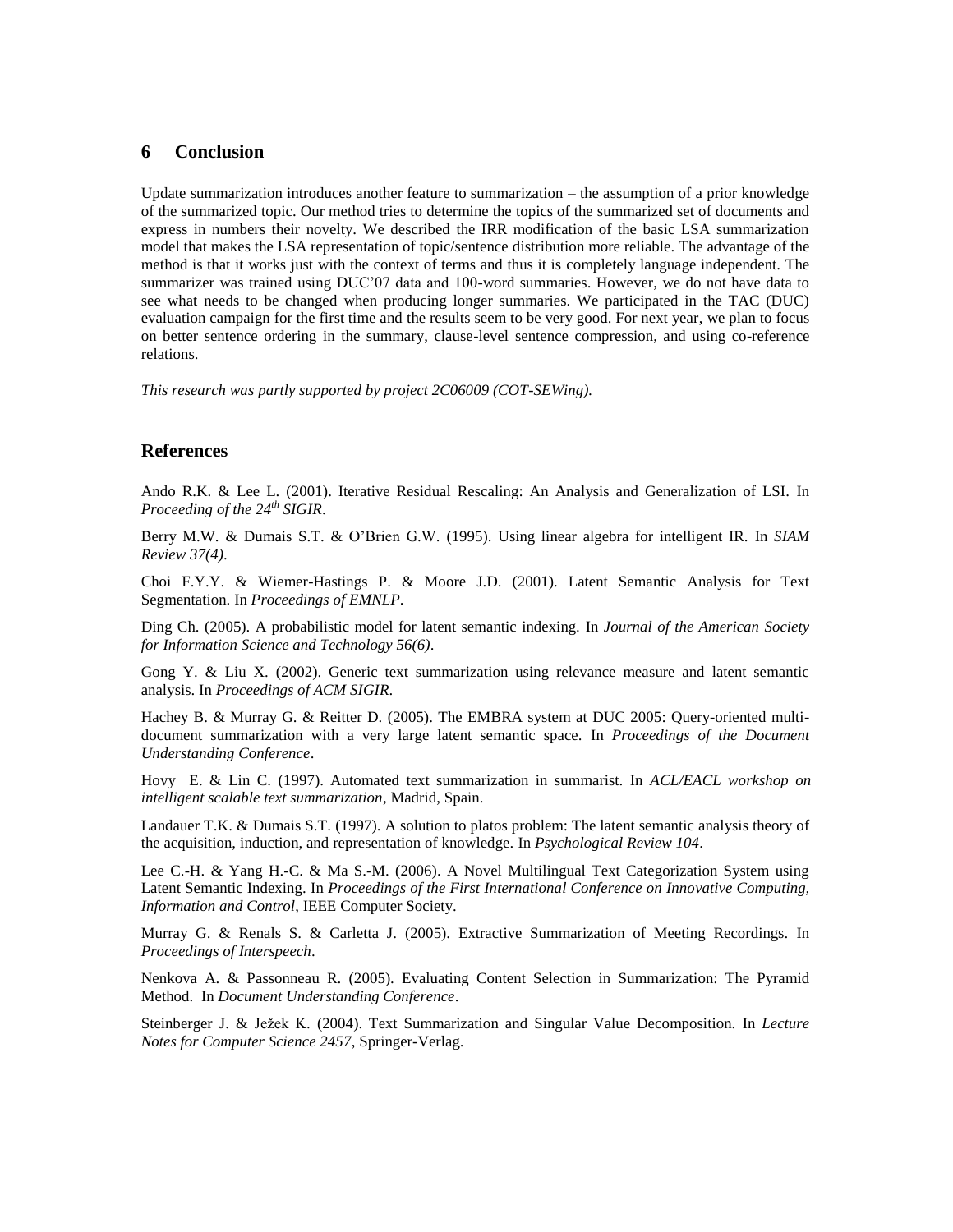## 6 Conclusion

Update summarization introduces another feature to summarization – the assumption of a prior knowledge of the summarized topic. Our method tries to determine the topics of the summarized set of documents and express in numbers their novelty. We described the IRR modification of the basic LSA summarization model that makes the LSA representation of topic/sentence distribution more reliable. The advantage of the method is that it works just with the context of terms and thus it is completely language independent. The summarizer was trained using DUC'07 data and 100-word summaries. However, we do not have data to see what needs to be changed when producing longer summaries. We participated in the TAC (DUC) evaluation campaign for the first time and the results seem to be very good. For next year, we plan to focus on better sentence ordering in the summary, clause-level sentence compression, and using co-reference relations.

*This research was partly supported by project 2C06009 (COT-SEWing).*

## References

Ando R.K. & Lee L. (2001). Iterative Residual Rescaling: An Analysis and Generalization of LSI. In *Proceeding of the 24th SIGIR*.

Berry M.W. & Dumais S.T. & O'Brien G.W. (1995). Using linear algebra for intelligent IR. In *SIAM Review 37(4)*.

Choi F.Y.Y. & Wiemer-Hastings P. & Moore J.D. (2001). Latent Semantic Analysis for Text Segmentation. In *Proceedings of EMNLP*.

Ding Ch. (2005). A probabilistic model for latent semantic indexing. In *Journal of the American Society for Information Science and Technology 56(6)*.

Gong Y. & Liu X. (2002). Generic text summarization using relevance measure and latent semantic analysis. In *Proceedings of ACM SIGIR*.

Hachey B. & Murray G. & Reitter D. (2005). The EMBRA system at DUC 2005: Query-oriented multi-document summarization with a very large latent semantic space. In *Proceedings of the Document Understanding Conference*.

Hovy E. & Lin C. (1997). Automated text summarization in summarist. In *ACL/EACL workshop on intelligent scalable text summarization*, Madrid, Spain.

Landauer T.K. & Dumais S.T. (1997). A solution to platos problem: The latent semantic analysis theory of the acquisition, induction, and representation of knowledge. In *Psychological Review 104*.

Lee C.-H. & Yang H.-C. & Ma S.-M. (2006). A Novel Multilingual Text Categorization System using Latent Semantic Indexing. In *Proceedings of the First International Conference on Innovative Computing, Information and Control*, IEEE Computer Society.

Murray G. & Renals S. & Carletta J. (2005). Extractive Summarization of Meeting Recordings. In *Proceedings of Interspeech*.

Nenkova A. & Passonneau R. (2005). Evaluating Content Selection in Summarization: The Pyramid Method. In *Document Understanding Conference*.

Steinberger J. & Ježek K. (2004). Text Summarization and Singular Value Decomposition. In *Lecture Notes for Computer Science 2457*, Springer-Verlag.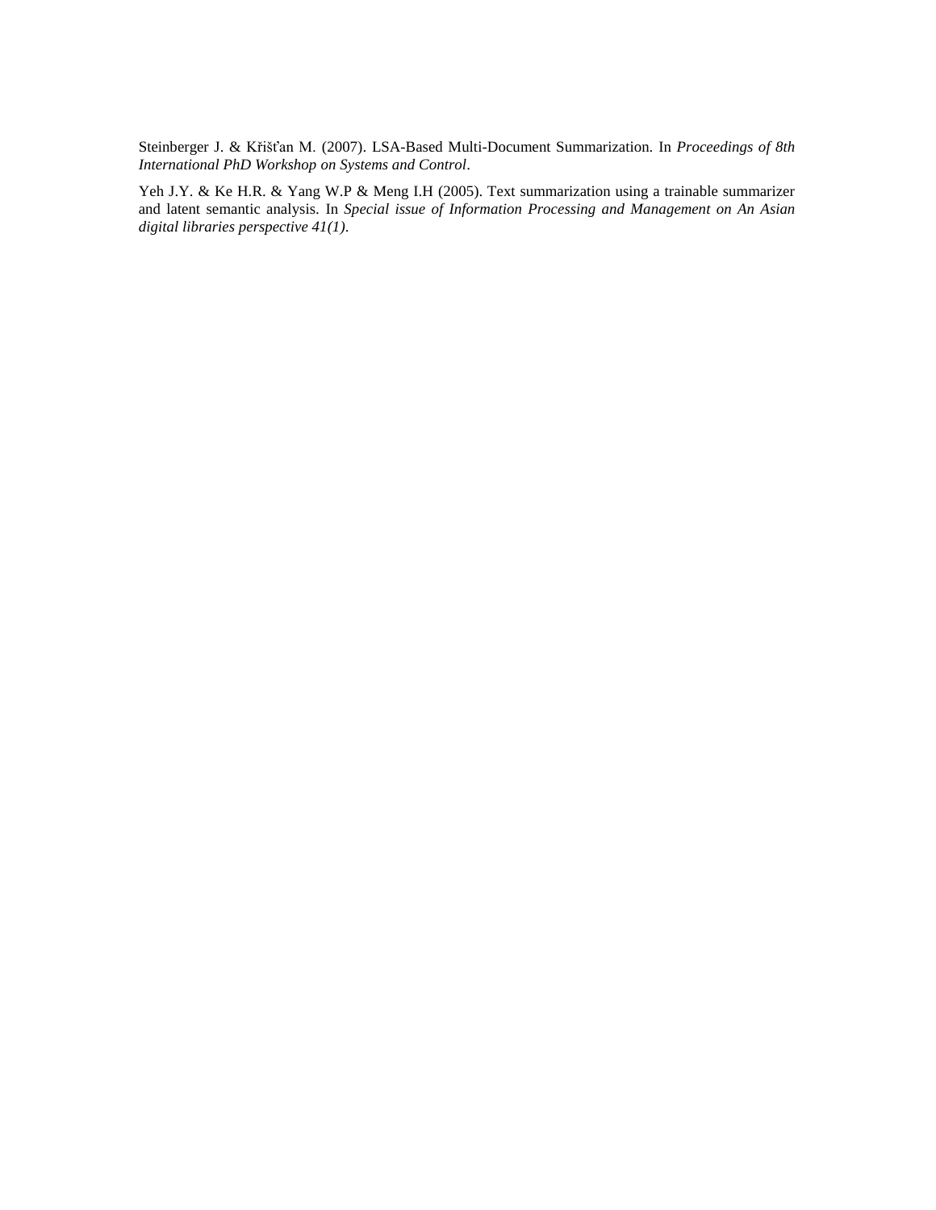Steinberger J. & Křišťan M. (2007). LSA-Based Multi-Document Summarization. In *Proceedings of 8th International PhD Workshop on Systems and Control*.

Yeh J.Y. & Ke H.R. & Yang W.P & Meng I.H (2005). Text summarization using a trainable summarizer and latent semantic analysis. In *Special issue of Information Processing and Management on An Asian digital libraries perspective 41(1)*.